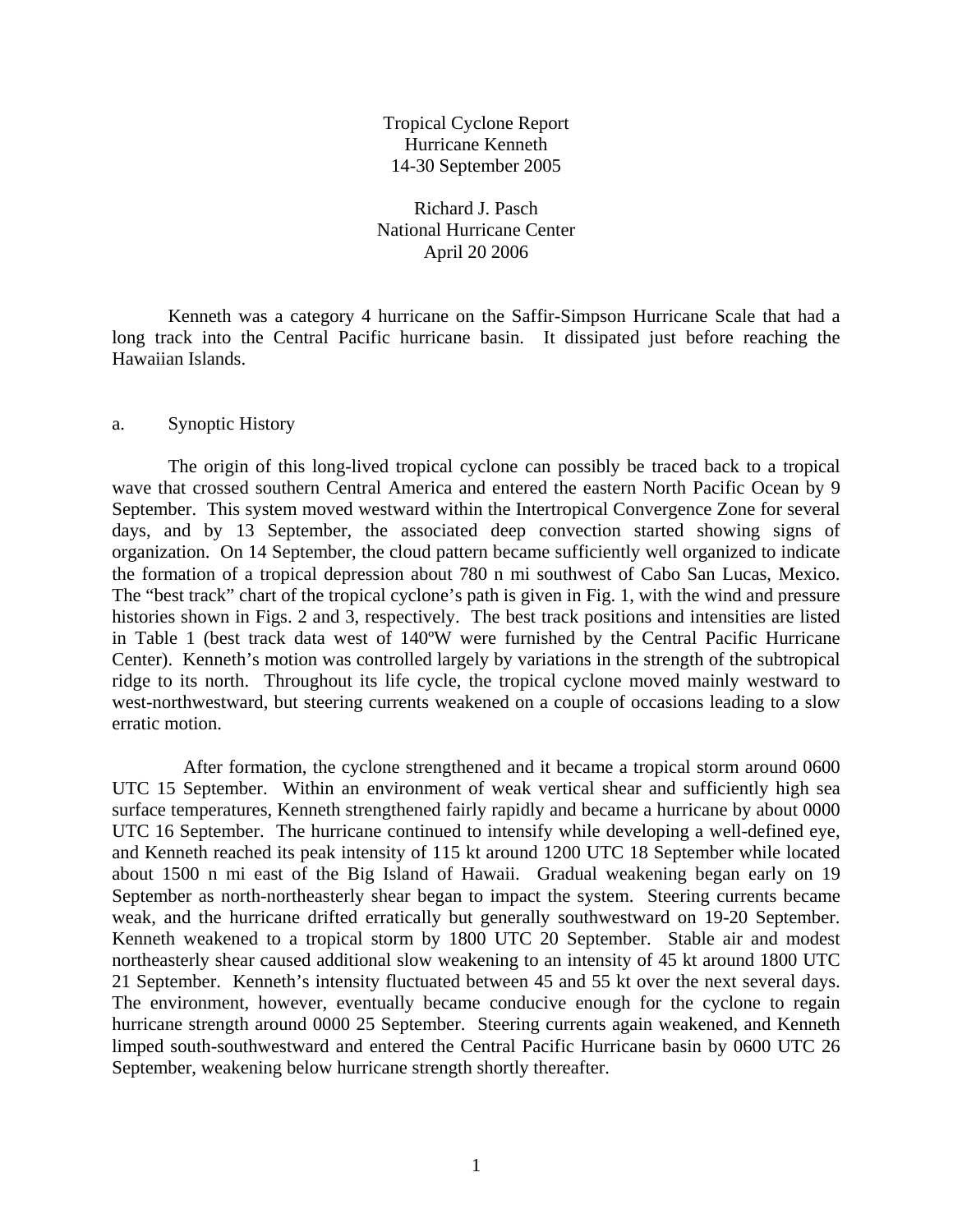# Tropical Cyclone Report
# Hurricane Kenneth
# 14-30 September 2005

Richard J. Pasch
National Hurricane Center
April 20 2006

Kenneth was a category 4 hurricane on the Saffir-Simpson Hurricane Scale that had a long track into the Central Pacific hurricane basin. It dissipated just before reaching the Hawaiian Islands.

## a. Synoptic History

The origin of this long-lived tropical cyclone can possibly be traced back to a tropical wave that crossed southern Central America and entered the eastern North Pacific Ocean by 9 September. This system moved westward within the Intertropical Convergence Zone for several days, and by 13 September, the associated deep convection started showing signs of organization. On 14 September, the cloud pattern became sufficiently well organized to indicate the formation of a tropical depression about 780 n mi southwest of Cabo San Lucas, Mexico. The "best track" chart of the tropical cyclone's path is given in Fig. 1, with the wind and pressure histories shown in Figs. 2 and 3, respectively. The best track positions and intensities are listed in Table 1 (best track data west of 140ºW were furnished by the Central Pacific Hurricane Center). Kenneth's motion was controlled largely by variations in the strength of the subtropical ridge to its north. Throughout its life cycle, the tropical cyclone moved mainly westward to west-northwestward, but steering currents weakened on a couple of occasions leading to a slow erratic motion.

After formation, the cyclone strengthened and it became a tropical storm around 0600 UTC 15 September. Within an environment of weak vertical shear and sufficiently high sea surface temperatures, Kenneth strengthened fairly rapidly and became a hurricane by about 0000 UTC 16 September. The hurricane continued to intensify while developing a well-defined eye, and Kenneth reached its peak intensity of 115 kt around 1200 UTC 18 September while located about 1500 n mi east of the Big Island of Hawaii. Gradual weakening began early on 19 September as north-northeasterly shear began to impact the system. Steering currents became weak, and the hurricane drifted erratically but generally southwestward on 19-20 September. Kenneth weakened to a tropical storm by 1800 UTC 20 September. Stable air and modest northeasterly shear caused additional slow weakening to an intensity of 45 kt around 1800 UTC 21 September. Kenneth's intensity fluctuated between 45 and 55 kt over the next several days. The environment, however, eventually became conducive enough for the cyclone to regain hurricane strength around 0000 25 September. Steering currents again weakened, and Kenneth limped south-southwestward and entered the Central Pacific Hurricane basin by 0600 UTC 26 September, weakening below hurricane strength shortly thereafter.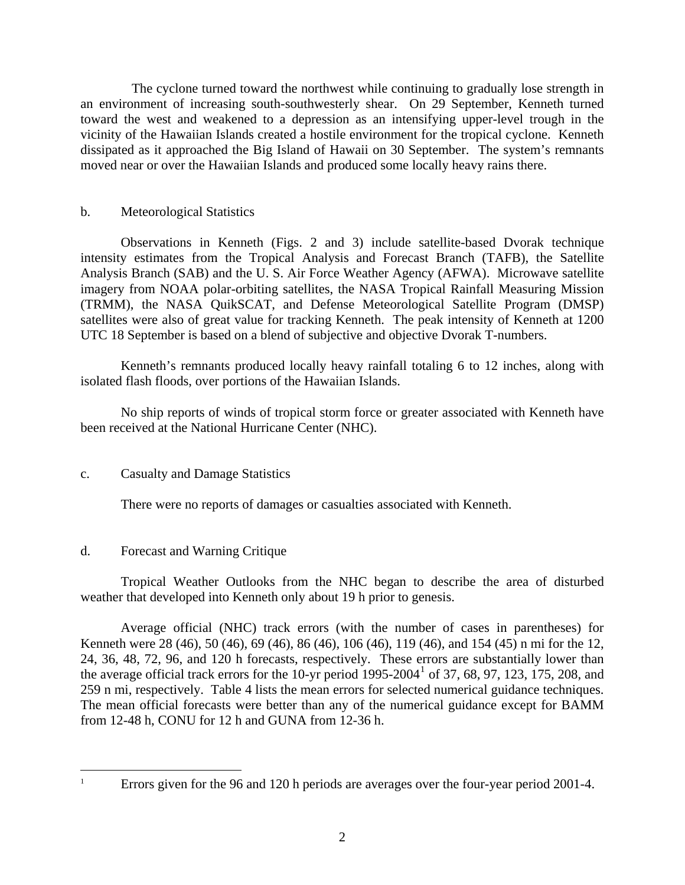The cyclone turned toward the northwest while continuing to gradually lose strength in an environment of increasing south-southwesterly shear. On 29 September, Kenneth turned toward the west and weakened to a depression as an intensifying upper-level trough in the vicinity of the Hawaiian Islands created a hostile environment for the tropical cyclone. Kenneth dissipated as it approached the Big Island of Hawaii on 30 September. The system's remnants moved near or over the Hawaiian Islands and produced some locally heavy rains there.

## b. Meteorological Statistics

Observations in Kenneth (Figs. 2 and 3) include satellite-based Dvorak technique intensity estimates from the Tropical Analysis and Forecast Branch (TAFB), the Satellite Analysis Branch (SAB) and the U. S. Air Force Weather Agency (AFWA). Microwave satellite imagery from NOAA polar-orbiting satellites, the NASA Tropical Rainfall Measuring Mission (TRMM), the NASA QuikSCAT, and Defense Meteorological Satellite Program (DMSP) satellites were also of great value for tracking Kenneth. The peak intensity of Kenneth at 1200 UTC 18 September is based on a blend of subjective and objective Dvorak T-numbers.

Kenneth's remnants produced locally heavy rainfall totaling 6 to 12 inches, along with isolated flash floods, over portions of the Hawaiian Islands.

No ship reports of winds of tropical storm force or greater associated with Kenneth have been received at the National Hurricane Center (NHC).

## c. Casualty and Damage Statistics

There were no reports of damages or casualties associated with Kenneth.

## d. Forecast and Warning Critique

Tropical Weather Outlooks from the NHC began to describe the area of disturbed weather that developed into Kenneth only about 19 h prior to genesis.

Average official (NHC) track errors (with the number of cases in parentheses) for Kenneth were 28 (46), 50 (46), 69 (46), 86 (46), 106 (46), 119 (46), and 154 (45) n mi for the 12, 24, 36, 48, 72, 96, and 120 h forecasts, respectively. These errors are substantially lower than the average official track errors for the 10-yr period 1995-2004[1] of 37, 68, 97, 123, 175, 208, and 259 n mi, respectively. Table 4 lists the mean errors for selected numerical guidance techniques. The mean official forecasts were better than any of the numerical guidance except for BAMM from 12-48 h, CONU for 12 h and GUNA from 12-36 h.

---

[1] Errors given for the 96 and 120 h periods are averages over the four-year period 2001-4.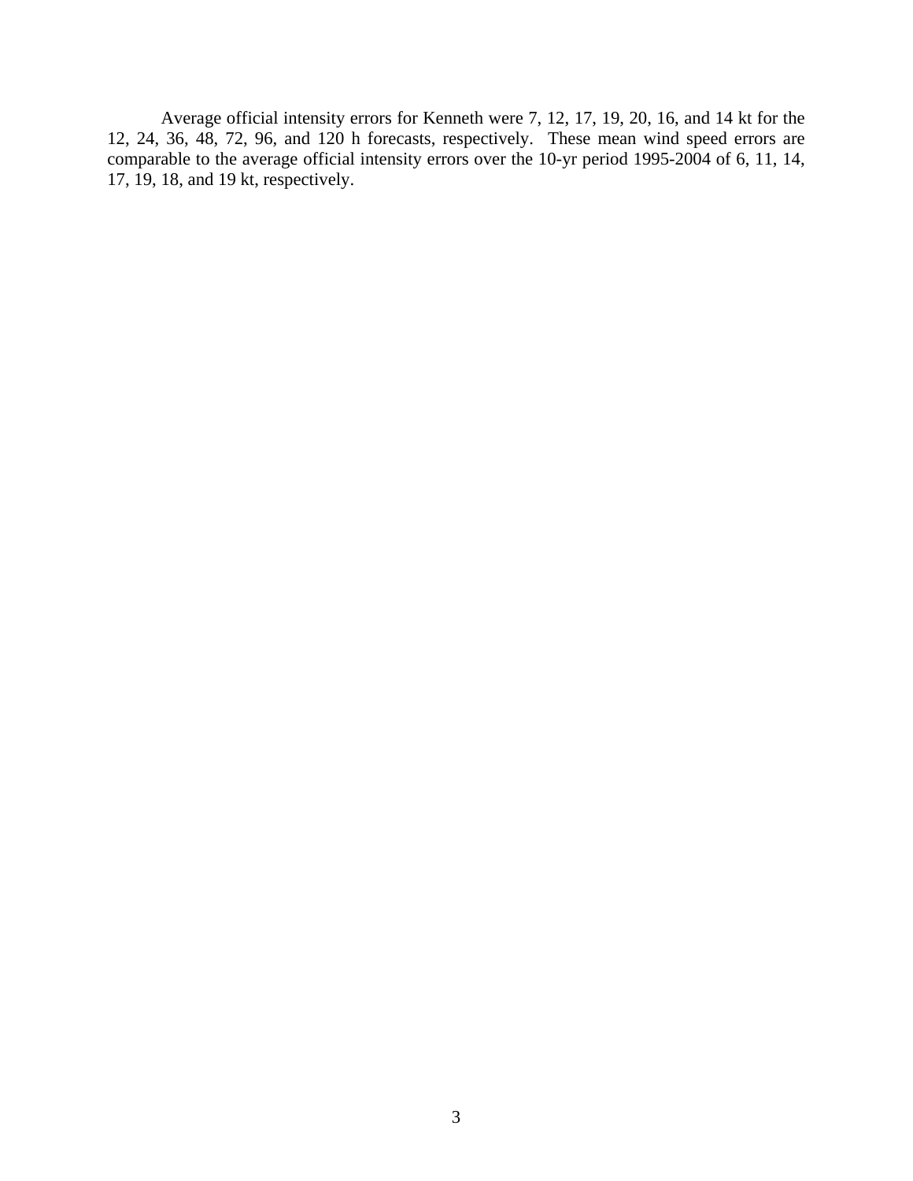Average official intensity errors for Kenneth were 7, 12, 17, 19, 20, 16, and 14 kt for the 12, 24, 36, 48, 72, 96, and 120 h forecasts, respectively. These mean wind speed errors are comparable to the average official intensity errors over the 10-yr period 1995-2004 of 6, 11, 14, 17, 19, 18, and 19 kt, respectively.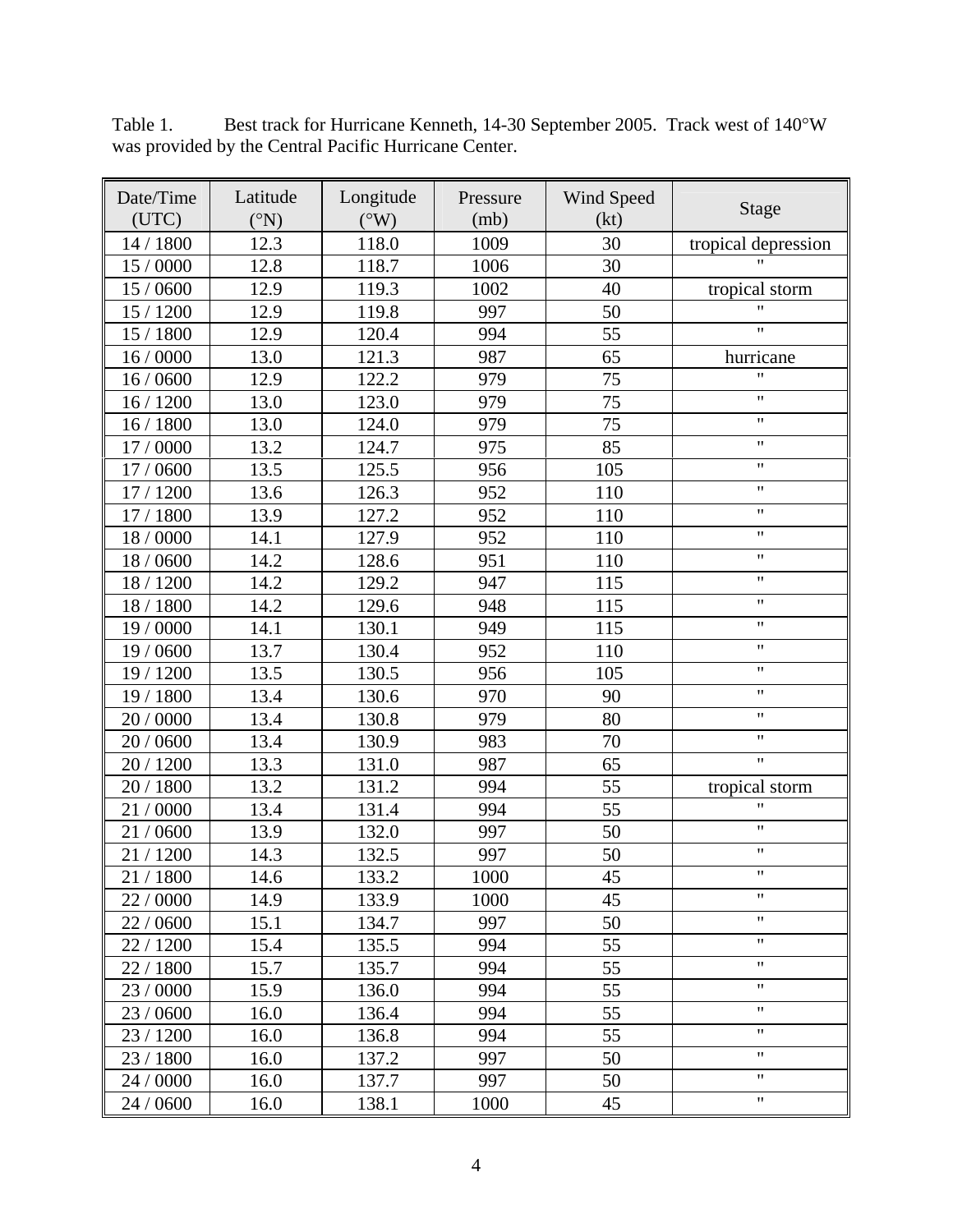Table 1. Best track for Hurricane Kenneth, 14-30 September 2005. Track west of 140°W was provided by the Central Pacific Hurricane Center.

| Date/Time (UTC) | Latitude (°N) | Longitude (°W) | Pressure (mb) | Wind Speed (kt) | Stage |
|---|---|---|---|---|---|
| 14 / 1800 | 12.3 | 118.0 | 1009 | 30 | tropical depression |
| 15 / 0000 | 12.8 | 118.7 | 1006 | 30 | " |
| 15 / 0600 | 12.9 | 119.3 | 1002 | 40 | tropical storm |
| 15 / 1200 | 12.9 | 119.8 | 997 | 50 | " |
| 15 / 1800 | 12.9 | 120.4 | 994 | 55 | " |
| 16 / 0000 | 13.0 | 121.3 | 987 | 65 | hurricane |
| 16 / 0600 | 12.9 | 122.2 | 979 | 75 | " |
| 16 / 1200 | 13.0 | 123.0 | 979 | 75 | " |
| 16 / 1800 | 13.0 | 124.0 | 979 | 75 | " |
| 17 / 0000 | 13.2 | 124.7 | 975 | 85 | " |
| 17 / 0600 | 13.5 | 125.5 | 956 | 105 | " |
| 17 / 1200 | 13.6 | 126.3 | 952 | 110 | " |
| 17 / 1800 | 13.9 | 127.2 | 952 | 110 | " |
| 18 / 0000 | 14.1 | 127.9 | 952 | 110 | " |
| 18 / 0600 | 14.2 | 128.6 | 951 | 110 | " |
| 18 / 1200 | 14.2 | 129.2 | 947 | 115 | " |
| 18 / 1800 | 14.2 | 129.6 | 948 | 115 | " |
| 19 / 0000 | 14.1 | 130.1 | 949 | 115 | " |
| 19 / 0600 | 13.7 | 130.4 | 952 | 110 | " |
| 19 / 1200 | 13.5 | 130.5 | 956 | 105 | " |
| 19 / 1800 | 13.4 | 130.6 | 970 | 90 | " |
| 20 / 0000 | 13.4 | 130.8 | 979 | 80 | " |
| 20 / 0600 | 13.4 | 130.9 | 983 | 70 | " |
| 20 / 1200 | 13.3 | 131.0 | 987 | 65 | " |
| 20 / 1800 | 13.2 | 131.2 | 994 | 55 | tropical storm |
| 21 / 0000 | 13.4 | 131.4 | 994 | 55 | " |
| 21 / 0600 | 13.9 | 132.0 | 997 | 50 | " |
| 21 / 1200 | 14.3 | 132.5 | 997 | 50 | " |
| 21 / 1800 | 14.6 | 133.2 | 1000 | 45 | " |
| 22 / 0000 | 14.9 | 133.9 | 1000 | 45 | " |
| 22 / 0600 | 15.1 | 134.7 | 997 | 50 | " |
| 22 / 1200 | 15.4 | 135.5 | 994 | 55 | " |
| 22 / 1800 | 15.7 | 135.7 | 994 | 55 | " |
| 23 / 0000 | 15.9 | 136.0 | 994 | 55 | " |
| 23 / 0600 | 16.0 | 136.4 | 994 | 55 | " |
| 23 / 1200 | 16.0 | 136.8 | 994 | 55 | " |
| 23 / 1800 | 16.0 | 137.2 | 997 | 50 | " |
| 24 / 0000 | 16.0 | 137.7 | 997 | 50 | " |
| 24 / 0600 | 16.0 | 138.1 | 1000 | 45 | " |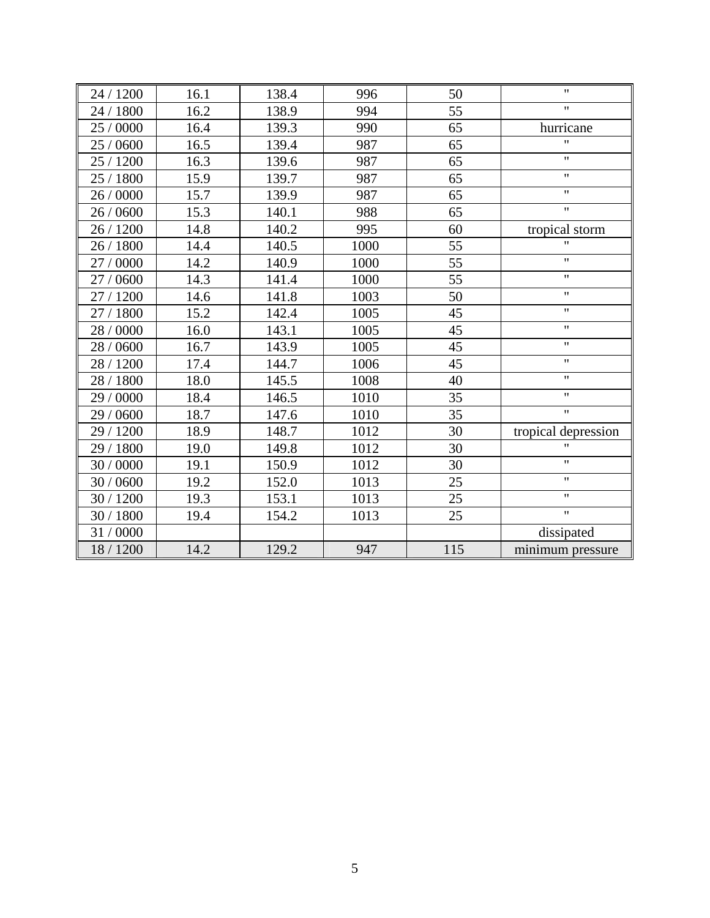| | | | | | |
|---|---|---|---|---|---|
| 24 / 1200 | 16.1 | 138.4 | 996 | 50 | " |
| 24 / 1800 | 16.2 | 138.9 | 994 | 55 | " |
| 25 / 0000 | 16.4 | 139.3 | 990 | 65 | hurricane |
| 25 / 0600 | 16.5 | 139.4 | 987 | 65 | " |
| 25 / 1200 | 16.3 | 139.6 | 987 | 65 | " |
| 25 / 1800 | 15.9 | 139.7 | 987 | 65 | " |
| 26 / 0000 | 15.7 | 139.9 | 987 | 65 | " |
| 26 / 0600 | 15.3 | 140.1 | 988 | 65 | " |
| 26 / 1200 | 14.8 | 140.2 | 995 | 60 | tropical storm |
| 26 / 1800 | 14.4 | 140.5 | 1000 | 55 | " |
| 27 / 0000 | 14.2 | 140.9 | 1000 | 55 | " |
| 27 / 0600 | 14.3 | 141.4 | 1000 | 55 | " |
| 27 / 1200 | 14.6 | 141.8 | 1003 | 50 | " |
| 27 / 1800 | 15.2 | 142.4 | 1005 | 45 | " |
| 28 / 0000 | 16.0 | 143.1 | 1005 | 45 | " |
| 28 / 0600 | 16.7 | 143.9 | 1005 | 45 | " |
| 28 / 1200 | 17.4 | 144.7 | 1006 | 45 | " |
| 28 / 1800 | 18.0 | 145.5 | 1008 | 40 | " |
| 29 / 0000 | 18.4 | 146.5 | 1010 | 35 | " |
| 29 / 0600 | 18.7 | 147.6 | 1010 | 35 | " |
| 29 / 1200 | 18.9 | 148.7 | 1012 | 30 | tropical depression |
| 29 / 1800 | 19.0 | 149.8 | 1012 | 30 | " |
| 30 / 0000 | 19.1 | 150.9 | 1012 | 30 | " |
| 30 / 0600 | 19.2 | 152.0 | 1013 | 25 | " |
| 30 / 1200 | 19.3 | 153.1 | 1013 | 25 | " |
| 30 / 1800 | 19.4 | 154.2 | 1013 | 25 | " |
| 31 / 0000 | | | | | dissipated |
| 18 / 1200 | 14.2 | 129.2 | 947 | 115 | minimum pressure |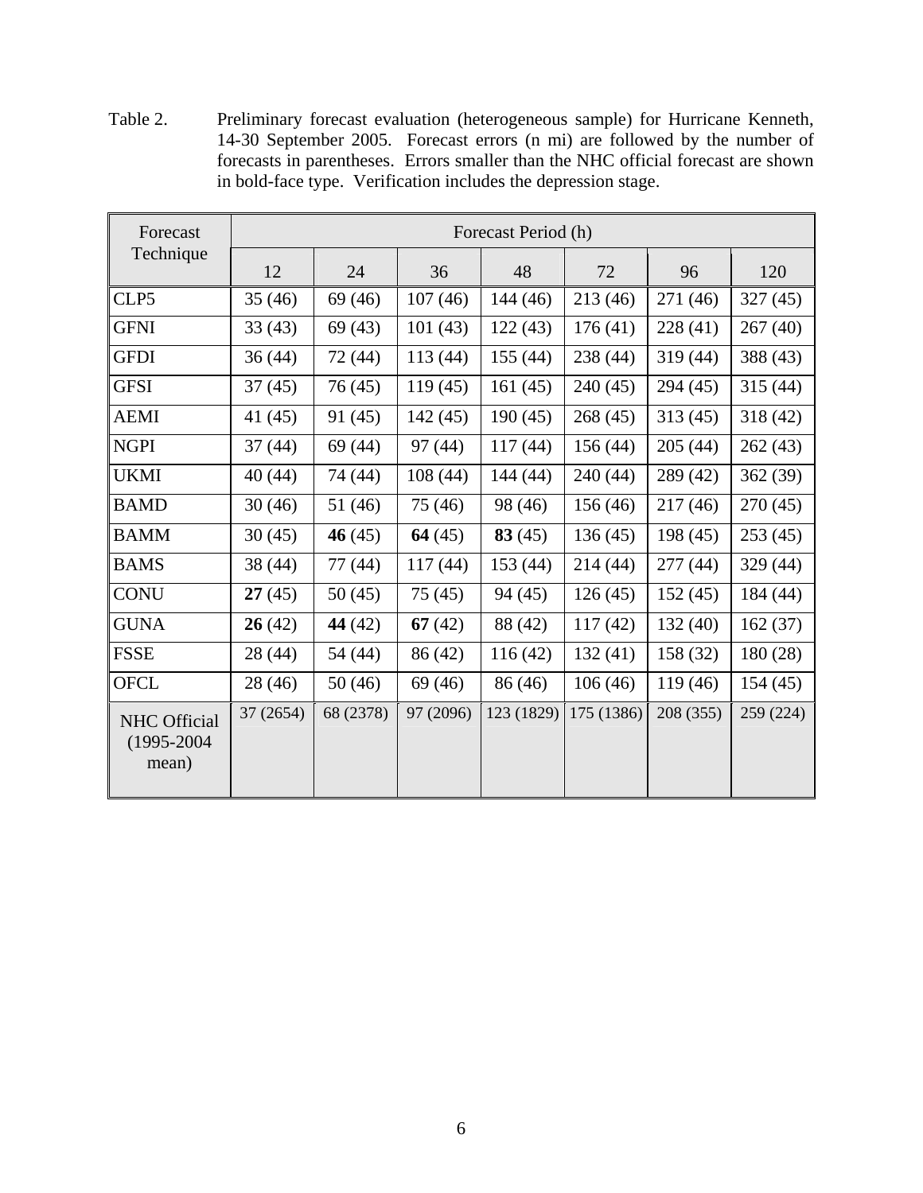Table 2. Preliminary forecast evaluation (heterogeneous sample) for Hurricane Kenneth, 14-30 September 2005. Forecast errors (n mi) are followed by the number of forecasts in parentheses. Errors smaller than the NHC official forecast are shown in bold-face type. Verification includes the depression stage.

| Forecast Technique | Forecast Period (h) | | | | | | |
|---|---|---|---|---|---|---|---|
| | 12 | 24 | 36 | 48 | 72 | 96 | 120 |
| CLP5 | 35 (46) | 69 (46) | 107 (46) | 144 (46) | 213 (46) | 271 (46) | 327 (45) |
| GFNI | 33 (43) | 69 (43) | 101 (43) | 122 (43) | 176 (41) | 228 (41) | 267 (40) |
| GFDI | 36 (44) | 72 (44) | 113 (44) | 155 (44) | 238 (44) | 319 (44) | 388 (43) |
| GFSI | 37 (45) | 76 (45) | 119 (45) | 161 (45) | 240 (45) | 294 (45) | 315 (44) |
| AEMI | 41 (45) | 91 (45) | 142 (45) | 190 (45) | 268 (45) | 313 (45) | 318 (42) |
| NGPI | 37 (44) | 69 (44) | 97 (44) | 117 (44) | 156 (44) | 205 (44) | 262 (43) |
| UKMI | 40 (44) | 74 (44) | 108 (44) | 144 (44) | 240 (44) | 289 (42) | 362 (39) |
| BAMD | 30 (46) | 51 (46) | 75 (46) | 98 (46) | 156 (46) | 217 (46) | 270 (45) |
| BAMM | 30 (45) | **46** (45) | **64** (45) | **83** (45) | 136 (45) | 198 (45) | 253 (45) |
| BAMS | 38 (44) | 77 (44) | 117 (44) | 153 (44) | 214 (44) | 277 (44) | 329 (44) |
| CONU | **27** (45) | 50 (45) | 75 (45) | 94 (45) | 126 (45) | 152 (45) | 184 (44) |
| GUNA | **26** (42) | **44** (42) | **67** (42) | 88 (42) | 117 (42) | 132 (40) | 162 (37) |
| FSSE | 28 (44) | 54 (44) | 86 (42) | 116 (42) | 132 (41) | 158 (32) | 180 (28) |
| OFCL | 28 (46) | 50 (46) | 69 (46) | 86 (46) | 106 (46) | 119 (46) | 154 (45) |
| NHC Official (1995-2004 mean) | 37 (2654) | 68 (2378) | 97 (2096) | 123 (1829) | 175 (1386) | 208 (355) | 259 (224) |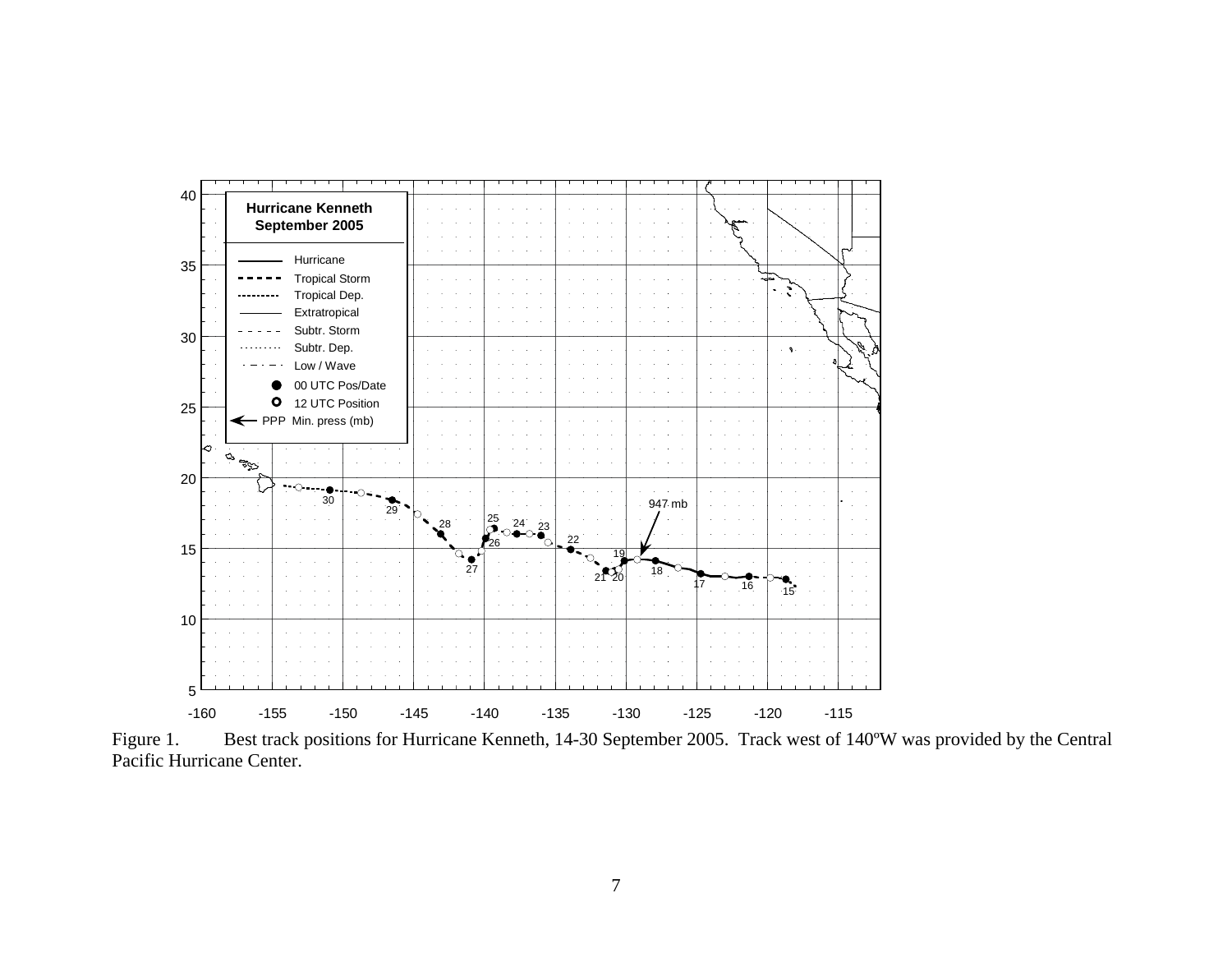Figure 1. Best track positions for Hurricane Kenneth, 14-30 September 2005. Track west of 140ºW was provided by the Central Pacific Hurricane Center.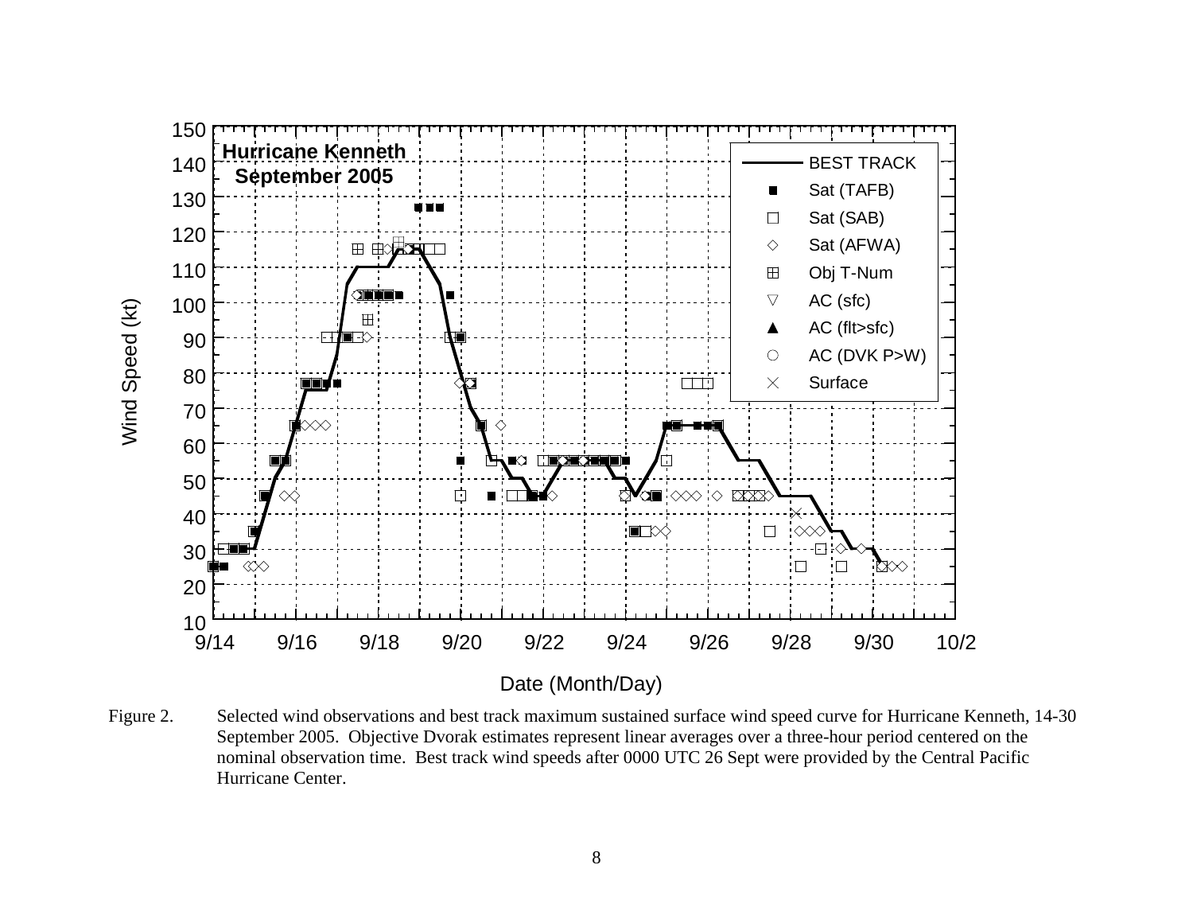Figure 2. Selected wind observations and best track maximum sustained surface wind speed curve for Hurricane Kenneth, 14-30 September 2005. Objective Dvorak estimates represent linear averages over a three-hour period centered on the nominal observation time. Best track wind speeds after 0000 UTC 26 Sept were provided by the Central Pacific Hurricane Center.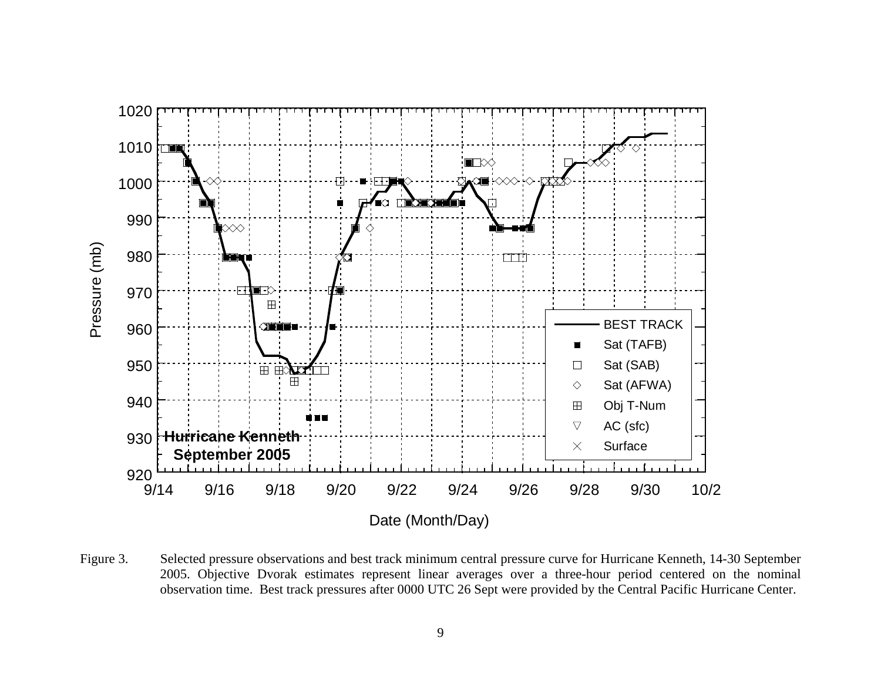1020
1010
1000
990
980
970
960
950
940
930
920

Pressure (mb)

9/14 9/16 9/18 9/20 9/22 9/24 9/26 9/28 9/30 10/2

Date (Month/Day)

BEST TRACK
Sat (TAFB)
Sat (SAB)
Sat (AFWA)
Obj T-Num
AC (sfc)
Surface

Hurricane Kenneth
September 2005

Figure 3. Selected pressure observations and best track minimum central pressure curve for Hurricane Kenneth, 14-30 September 2005. Objective Dvorak estimates represent linear averages over a three-hour period centered on the nominal observation time. Best track pressures after 0000 UTC 26 Sept were provided by the Central Pacific Hurricane Center.